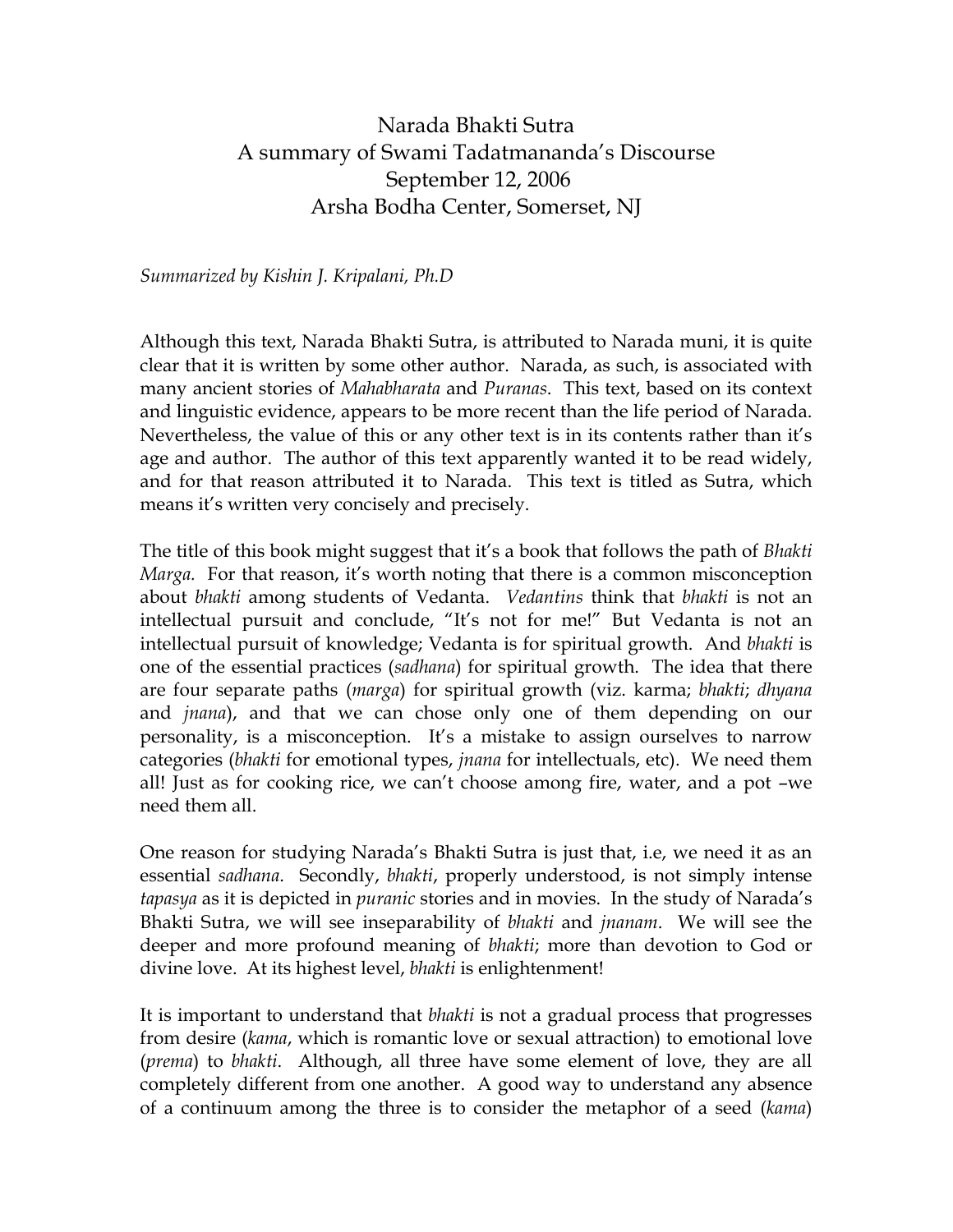# Narada Bhakti Sutra
## A summary of Swami Tadatmananda's Discourse
## September 12, 2006
## Arsha Bodha Center, Somerset, NJ

*Summarized by Kishin J. Kripalani, Ph.D*

Although this text, Narada Bhakti Sutra, is attributed to Narada muni, it is quite clear that it is written by some other author. Narada, as such, is associated with many ancient stories of *Mahabharata* and *Puranas*. This text, based on its context and linguistic evidence, appears to be more recent than the life period of Narada. Nevertheless, the value of this or any other text is in its contents rather than it's age and author. The author of this text apparently wanted it to be read widely, and for that reason attributed it to Narada. This text is titled as Sutra, which means it's written very concisely and precisely.

The title of this book might suggest that it's a book that follows the path of *Bhakti Marga.* For that reason, it's worth noting that there is a common misconception about *bhakti* among students of Vedanta. *Vedantins* think that *bhakti* is not an intellectual pursuit and conclude, "It's not for me!" But Vedanta is not an intellectual pursuit of knowledge; Vedanta is for spiritual growth. And *bhakti* is one of the essential practices (*sadhana*) for spiritual growth. The idea that there are four separate paths (*marga*) for spiritual growth (viz. karma; *bhakti*; *dhyana* and *jnana*), and that we can chose only one of them depending on our personality, is a misconception. It's a mistake to assign ourselves to narrow categories (*bhakti* for emotional types, *jnana* for intellectuals, etc). We need them all! Just as for cooking rice, we can't choose among fire, water, and a pot –we need them all.

One reason for studying Narada's Bhakti Sutra is just that, i.e, we need it as an essential *sadhana*. Secondly, *bhakti*, properly understood, is not simply intense *tapasya* as it is depicted in *puranic* stories and in movies. In the study of Narada's Bhakti Sutra, we will see inseparability of *bhakti* and *jnanam*. We will see the deeper and more profound meaning of *bhakti*; more than devotion to God or divine love. At its highest level, *bhakti* is enlightenment!

It is important to understand that *bhakti* is not a gradual process that progresses from desire (*kama*, which is romantic love or sexual attraction) to emotional love (*prema*) to *bhakti*. Although, all three have some element of love, they are all completely different from one another. A good way to understand any absence of a continuum among the three is to consider the metaphor of a seed (*kama*)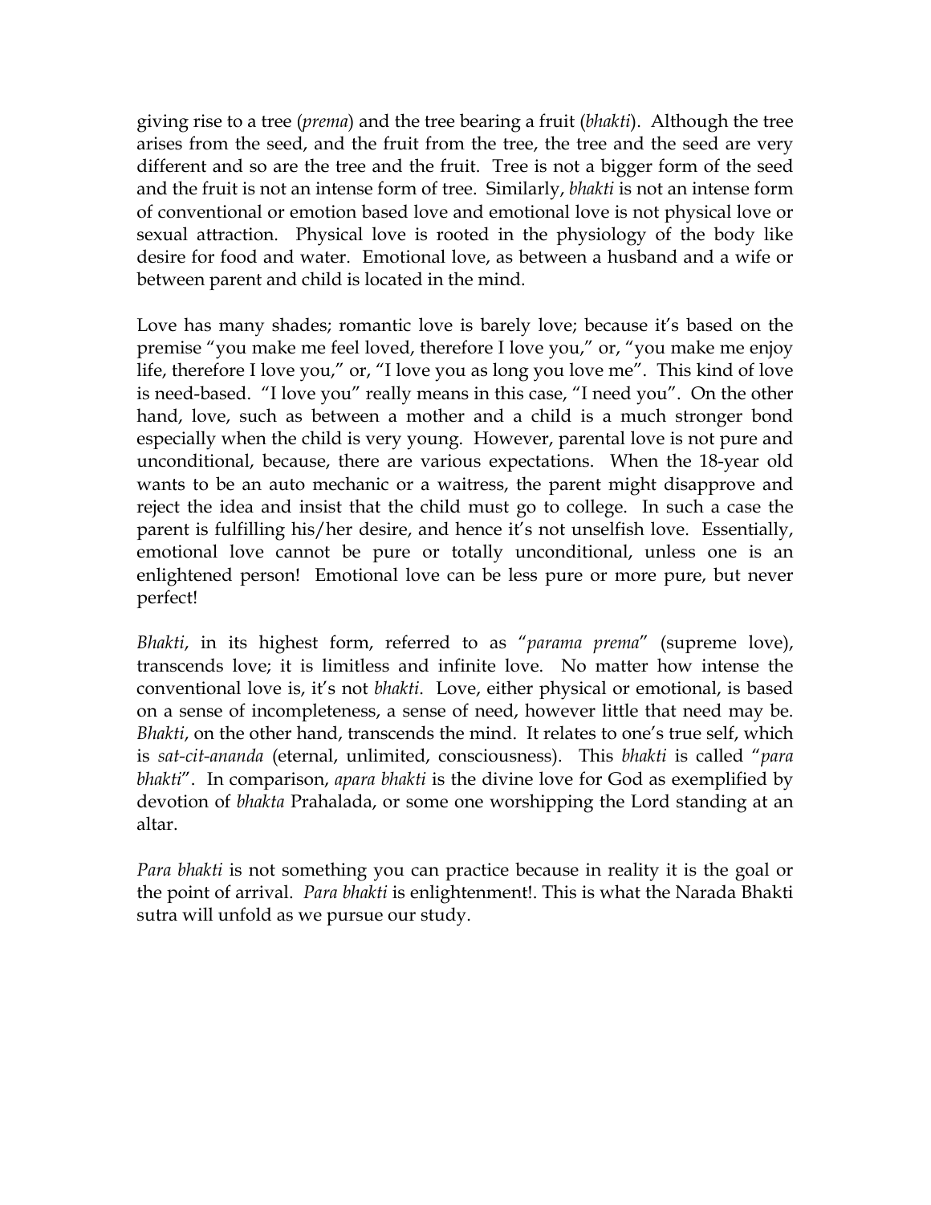giving rise to a tree (*prema*) and the tree bearing a fruit (*bhakti*). Although the tree arises from the seed, and the fruit from the tree, the tree and the seed are very different and so are the tree and the fruit. Tree is not a bigger form of the seed and the fruit is not an intense form of tree. Similarly, *bhakti* is not an intense form of conventional or emotion based love and emotional love is not physical love or sexual attraction. Physical love is rooted in the physiology of the body like desire for food and water. Emotional love, as between a husband and a wife or between parent and child is located in the mind.

Love has many shades; romantic love is barely love; because it's based on the premise "you make me feel loved, therefore I love you," or, "you make me enjoy life, therefore I love you," or, "I love you as long you love me". This kind of love is need-based. "I love you" really means in this case, "I need you". On the other hand, love, such as between a mother and a child is a much stronger bond especially when the child is very young. However, parental love is not pure and unconditional, because, there are various expectations. When the 18-year old wants to be an auto mechanic or a waitress, the parent might disapprove and reject the idea and insist that the child must go to college. In such a case the parent is fulfilling his/her desire, and hence it's not unselfish love. Essentially, emotional love cannot be pure or totally unconditional, unless one is an enlightened person! Emotional love can be less pure or more pure, but never perfect!

*Bhakti*, in its highest form, referred to as "*parama prema*" (supreme love), transcends love; it is limitless and infinite love. No matter how intense the conventional love is, it's not *bhakti*. Love, either physical or emotional, is based on a sense of incompleteness, a sense of need, however little that need may be. *Bhakti*, on the other hand, transcends the mind. It relates to one's true self, which is *sat-cit-ananda* (eternal, unlimited, consciousness). This *bhakti* is called "*para bhakti*". In comparison, *apara bhakti* is the divine love for God as exemplified by devotion of *bhakta* Prahalada, or some one worshipping the Lord standing at an altar.

*Para bhakti* is not something you can practice because in reality it is the goal or the point of arrival. *Para bhakti* is enlightenment!. This is what the Narada Bhakti sutra will unfold as we pursue our study.